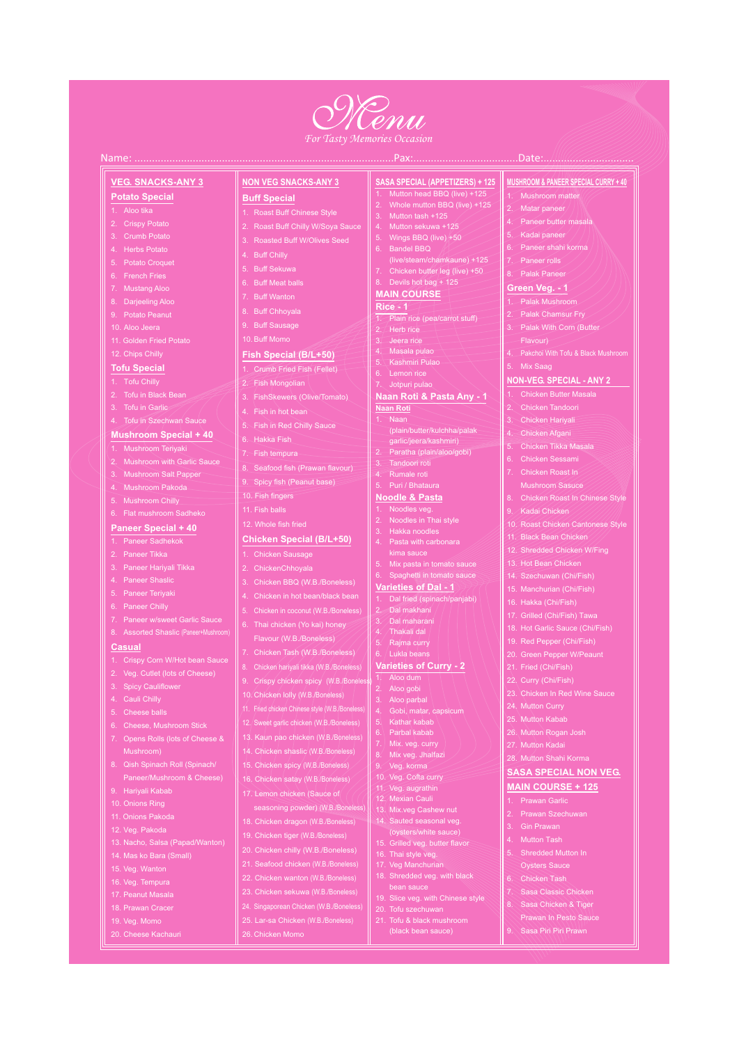# Menu

*For Tasty Memories Occasion*

Name: .......................................................................................Pax:..................................Date:...............................

## VEG. SNACKS-ANY 3

### Potato Special

1. Aloo tika
2. Crispy Potato
3. Crumb Potato
4. Herbs Potato
5. Potato Croquet
6. French Fries
7. Mustang Aloo
8. Darjeeling Aloo
9. Potato Peanut
10. Aloo Jeera
11. Golden Fried Potato
12. Chips Chilly

### Tofu Special

1. Tofu Chilly
2. Tofu in Black Bean
3. Tofu in Garlic
4. Tofu in Szechwan Sauce

### Mushroom Special + 40

1. Mushroom Teriyaki
2. Mushroom with Garlic Sauce
3. Mushroom Salt Papper
4. Mushroom Pakoda
5. Mushroom Chilly
6. Flat mushroom Sadheko

### Paneer Special + 40

1. Paneer Sadhekok
2. Paneer Tikka
3. Paneer Hariyali Tikka
4. Paneer Shaslic
5. Paneer Teriyaki
6. Paneer Chilly
7. Paneer w/sweet Garlic Sauce
8. Assorted Shaslic (Paneer+Mushroom)

### Casual

1. Crispy Corn W/Hot bean Sauce
2. Veg. Cutlet (lots of Cheese)
3. Spicy Cauliflower
4. Cauli Chilly
5. Cheese balls
6. Cheese, Mushroom Stick
7. Opens Rolls (lots of Cheese & Mushroom)
8. Qish Spinach Roll (Spinach/ Paneer/Mushroom & Cheese)
9. Hariyali Kabab
10. Onions Ring
11. Onions Pakoda
12. Veg. Pakoda
13. Nacho, Salsa (Papad/Wanton)
14. Mas ko Bara (Small)
15. Veg. Wanton
16. Veg. Tempura
17. Peanut Masala
18. Prawan Cracer
19. Veg. Momo
20. Cheese Kachauri

## NON VEG SNACKS-ANY 3

### Buff Special

1. Roast Buff Chinese Style
2. Roast Buff Chilly W/Soya Sauce
3. Roasted Buff W/Olives Seed
4. Buff Chilly
5. Buff Sekuwa
6. Buff Meat balls
7. Buff Wanton
8. Buff Chhoyala
9. Buff Sausage
10. Buff Momo

### Fish Special (B/L+50)

1. Crumb Fried Fish (Fellet)
2. Fish Mongolian
3. FishSkewers (Olive/Tomato)
4. Fish in hot bean
5. Fish in Red Chilly Sauce
6. Hakka Fish
7. Fish tempura
8. Seafood fish (Prawan flavour)
9. Spicy fish (Peanut base)
10. Fish fingers
11. Fish balls
12. Whole fish fried

### Chicken Special (B/L+50)

1. Chicken Sausage
2. ChickenChhoyala
3. Chicken BBQ (W.B./Boneless)
4. Chicken in hot bean/black bean
5. Chicken in coconut (W.B./Boneless)
6. Thai chicken (Yo kai) honey Flavour (W.B./Boneless)
7. Chicken Tash (W.B./Boneless)
8. Chicken hariyali tikka (W.B./Boneless)
9. Crispy chicken spicy (W.B./Boneless)
10. Chicken lolly (W.B./Boneless)
11. Fried chicken Chinese style (W.B./Boneless)
12. Sweet garlic chicken (W.B./Boneless)
13. Kaun pao chicken (W.B./Boneless)
14. Chicken shaslic (W.B./Boneless)
15. Chicken spicy (W.B./Boneless)
16. Chicken satay (W.B./Boneless)
17. Lemon chicken (Sauce of seasoning powder) (W.B./Boneless)
18. Chicken dragon (W.B./Boneless)
19. Chicken tiger (W.B./Boneless)
20. Chicken chilly (W.B./Boneless)
21. Seafood chicken (W.B./Boneless)
22. Chicken wanton (W.B./Boneless)
23. Chicken sekuwa (W.B./Boneless)
24. Singaporean Chicken (W.B./Boneless)
25. Lar-sa Chicken (W.B./Boneless)
26. Chicken Momo

## SASA SPECIAL (APPETIZERS) + 125

1. Mutton head BBQ (live) +125
2. Whole mutton BBQ (live) +125
3. Mutton tash +125
4. Mutton sekuwa +125
5. Wings BBQ (live) +50
6. Bandel BBQ (live/steam/chamkaune) +125
7. Chicken butter leg (live) +50
8. Devils hot bag + 125

## MAIN COURSE

### Rice - 1

1. Plain rice (pea/carrot stuff)
2. Herb rice
3. Jeera rice
4. Masala pulao
5. Kashmiri Pulao
6. Lemon rice
7. Jotpuri pulao

### Naan Roti & Pasta Any - 1

#### Naan Roti

1. Naan (plain/butter/kulchha/palak garlic/jeera/kashmiri)
2. Paratha (plain/aloo/gobi)
3. Tandoori roti
4. Rumale roti
5. Puri / Bhataura

### Noodle & Pasta

1. Noodles veg.
2. Noodles in Thai style
3. Hakka noodles
4. Pasta with carbonara kima sauce
5. Mix pasta in tomato sauce
6. Spaghetti in tomato sauce

### Varieties of Dal - 1

1. Dal fried (spinach/panjabi)
2. Dal makhani
3. Dal maharani
4. Thakali dal
5. Rajma curry
6. Lukla beans

### Varieties of Curry - 2

1. Aloo dum
2. Aloo gobi
3. Aloo parbal
4. Gobi, matar, capsicum
5. Kathar kabab
6. Parbal kabab
7. Mix. veg. curry
8. Mix veg. Jhalfazi
9. Veg. korma
10. Veg. Cofta curry
11. Veg. augrathin
12. Mexian Cauli
13. Mix.veg Cashew nut
14. Sauted seasonal veg. (oysters/white sauce)
15. Grilled veg. butter flavor
16. Thai style veg.
17. Veg Manchurian
18. Shredded veg. with black bean sauce
19. Slice veg. with Chinese style
20. Tofu szechuwan
21. Tofu & black mushroom (black bean sauce)

## MUSHROOM & PANEER SPECIAL CURRY + 40

1. Mushroom matter
2. Matar paneer
4. Paneer butter masala
5. Kadai paneer
6. Paneer shahi korma
7. Paneer rolls
8. Palak Paneer

### Green Veg. - 1

1. Palak Mushroom
2. Palak Chamsur Fry
3. Palak With Corn (Butter Flavour)
4. Pakchoi With Tofu & Black Mushroom
5. Mix Saag

## NON-VEG. SPECIAL - ANY 2

1. Chicken Butter Masala
2. Chicken Tandoori
3. Chicken Hariyali
4. Chicken Afgani
5. Chicken Tikka Masala
6. Chicken Sessami
7. Chicken Roast In Mushroom Sausce
8. Chicken Roast In Chinese Style
9. Kadai Chicken
10. Roast Chicken Cantonese Style
11. Black Bean Chicken
12. Shredded Chicken W/Fing
13. Hot Bean Chicken
14. Szechuwan (Chi/Fish)
15. Manchurian (Chi/Fish)
16. Hakka (Chi/Fish)
17. Grilled (Chi/Fish) Tawa
18. Hot Garlic Sauce (Chi/Fish)
19. Red Pepper (Chi/Fish)
20. Green Pepper W/Peaunt
21. Fried (Chi/Fish)
22. Curry (Chi/Fish)
23. Chicken In Red Wine Sauce
24. Mutton Curry
25. Mutton Kabab
26. Mutton Rogan Josh
27. Mutton Kadai
28. Mutton Shahi Korma

## SASA SPECIAL NON VEG.

### MAIN COURSE + 125

1. Prawan Garlic
2. Prawan Szechuwan
3. Gin Prawan
4. Mutton Tash
5. Shredded Mutton In Oysters Sauce
6. Chicken Tash
7. Sasa Classic Chicken
8. Sasa Chicken & Tiger Prawan In Pesto Sauce
9. Sasa Piri Piri Prawn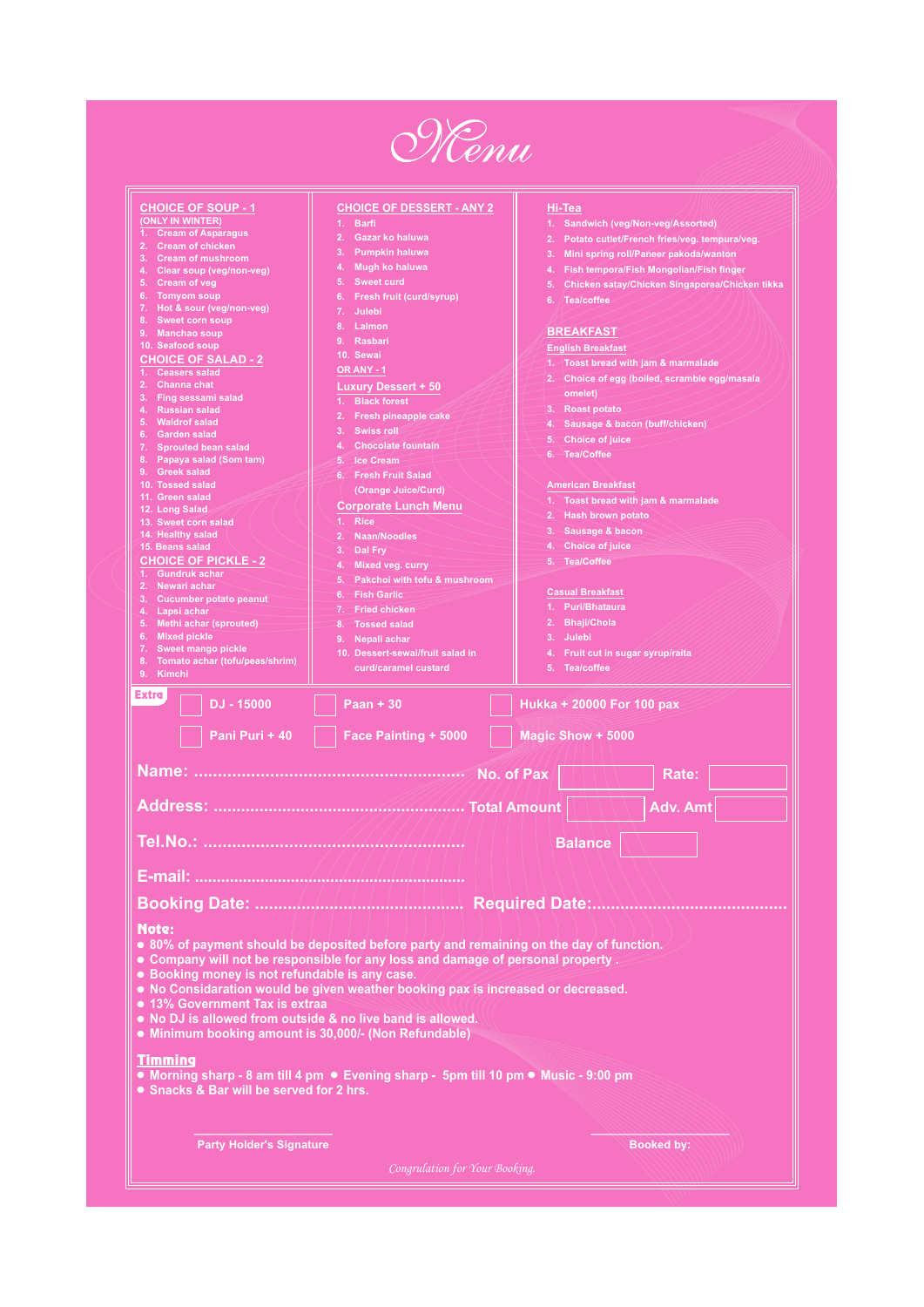# Menu

## CHOICE OF SOUP - 1
(ONLY IN WINTER)

1. Cream of Asparagus
2. Cream of chicken
3. Cream of mushroom
4. Clear soup (veg/non-veg)
5. Cream of veg
6. Tomyom soup
7. Hot & sour (veg/non-veg)
8. Sweet corn soup
9. Manchao soup
10. Seafood soup

## CHOICE OF SALAD - 2

1. Ceasers salad
2. Channa chat
3. Fing sessami salad
4. Russian salad
5. Waldrof salad
6. Garden salad
7. Sprouted bean salad
8. Papaya salad (Som tam)
9. Greek salad
10. Tossed salad
11. Green salad
12. Long Salad
13. Sweet corn salad
14. Healthy salad
15. Beans salad

## CHOICE OF PICKLE - 2

1. Gundruk achar
2. Newari achar
3. Cucumber potato peanut
4. Lapsi achar
5. Methi achar (sprouted)
6. Mixed pickle
7. Sweet mango pickle
8. Tomato achar (tofu/peas/shrim)
9. Kimchi

## CHOICE OF DESSERT - ANY 2

1. Barfi
2. Gazar ko haluwa
3. Pumpkin haluwa
4. Mugh ko haluwa
5. Sweet curd
6. Fresh fruit (curd/syrup)
7. Julebi
8. Lalmon
9. Rasbari
10. Sewai

OR ANY - 1

## Luxury Dessert + 50

1. Black forest
2. Fresh pineapple cake
3. Swiss roll
4. Chocolate fountain
5. Ice Cream
6. Fresh Fruit Salad (Orange Juice/Curd)

## Corporate Lunch Menu

1. Rice
2. Naan/Noodles
3. Dal Fry
4. Mixed veg. curry
5. Pakchoi with tofu & mushroom
6. Fish Garlic
7. Fried chicken
8. Tossed salad
9. Nepali achar
10. Dessert-sewai/fruit salad in curd/caramel custard

## Hi-Tea

1. Sandwich (veg/Non-veg/Assorted)
2. Potato cutlet/French fries/veg. tempura/veg.
3. Mini spring roll/Paneer pakoda/wanton
4. Fish tempora/Fish Mongolian/Fish finger
5. Chicken satay/Chicken Singaporea/Chicken tikka
6. Tea/coffee

## BREAKFAST

### English Breakfast

1. Toast bread with jam & marmalade
2. Choice of egg (boiled, scramble egg/masala omelet)
3. Roast potato
4. Sausage & bacon (buff/chicken)
5. Choice of juice
6. Tea/Coffee

### American Breakfast

1. Toast bread with jam & marmalade
2. Hash brown potato
3. Sausage & bacon
4. Choice of juice
5. Tea/Coffee

### Casual Breakfast

1. Puri/Bhataura
2. Bhaji/Chola
3. Julebi
4. Fruit cut in sugar syrup/raita
5. Tea/coffee

**Extra**

- ☐ DJ - 15000
- ☐ Paan + 30
- ☐ Hukka + 20000 For 100 pax
- ☐ Pani Puri + 40
- ☐ Face Painting + 5000
- ☐ Magic Show + 5000

**Name:** ........................................................ **No. of Pax** ☐ **Rate:** ☐

**Address:** .................................................... **Total Amount** ☐ **Adv. Amt** ☐

**Tel.No.:** ...................................................... **Balance** ☐

**E-mail:** .........................................................

**Booking Date:** ........................................... **Required Date:**.........................................

**Note:**

- 80% of payment should be deposited before party and remaining on the day of function.
- Company will not be responsible for any loss and damage of personal property .
- Booking money is not refundable is any case.
- No Considaration would be given weather booking pax is increased or decreased.
- 13% Government Tax is extraa
- No DJ is allowed from outside & no live band is allowed.
- Minimum booking amount is 30,000/- (Non Refundable)

**Timming**

- Morning sharp - 8 am till 4 pm
- Evening sharp - 5pm till 10 pm
- Music - 9:00 pm
- Snacks & Bar will be served for 2 hrs.

Party Holder's Signature

Booked by:

*Congrulation for Your Booking.*